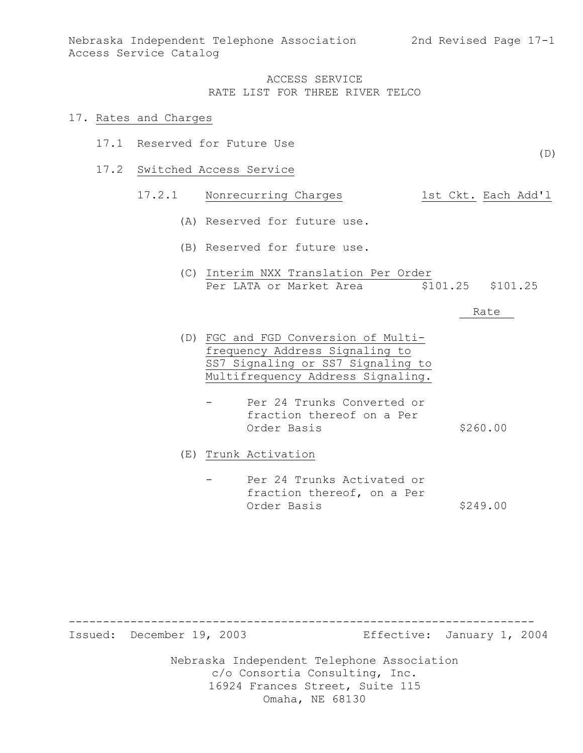Nebraska Independent Telephone Association
Access Service Catalog

2nd Revised Page 17-1

ACCESS SERVICE
RATE LIST FOR THREE RIVER TELCO

## 17. Rates and Charges

### 17.1 Reserved for Future Use

(D)

### 17.2 Switched Access Service

#### 17.2.1 Nonrecurring Charges

| | 1st Ckt. | Each Add'l |
|---|---|---|
| (A) Reserved for future use. | | |
| (B) Reserved for future use. | | |
| (C) Interim NXX Translation Per Order Per LATA or Market Area | $101.25 | $101.25 |

| | Rate |
|---|---|
| (D) FGC and FGD Conversion of Multi-frequency Address Signaling to SS7 Signaling or SS7 Signaling to Multifrequency Address Signaling. | |
| - Per 24 Trunks Converted or fraction thereof on a Per Order Basis | $260.00 |
| (E) Trunk Activation | |
| - Per 24 Trunks Activated or fraction thereof, on a Per Order Basis | $249.00 |

Issued: December 19, 2003 Effective: January 1, 2004

Nebraska Independent Telephone Association
c/o Consortia Consulting, Inc.
16924 Frances Street, Suite 115
Omaha, NE 68130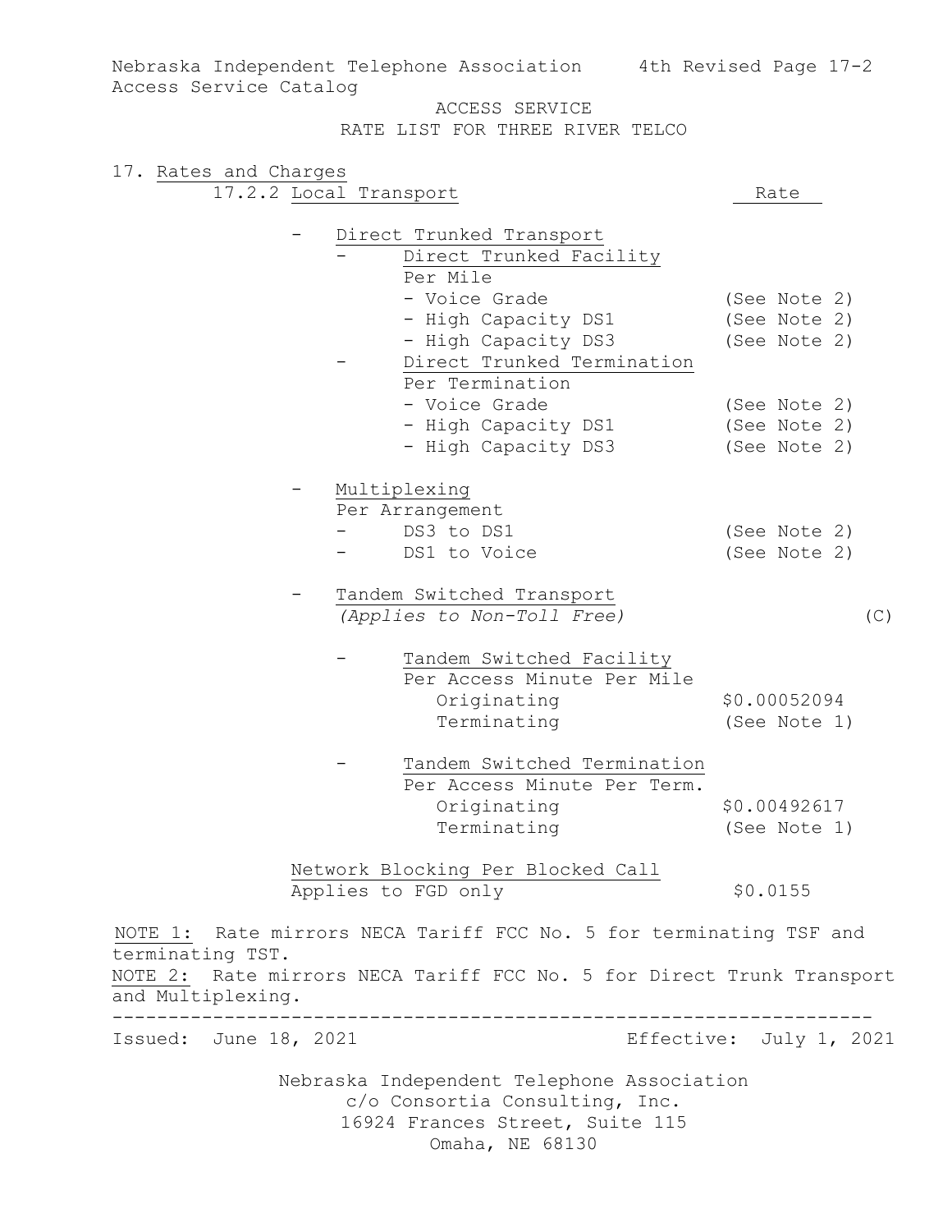ACCESS SERVICE
RATE LIST FOR THREE RIVER TELCO

17. Rates and Charges

17.2.2 Local Transport

| | Rate |
|---|---|
| - Direct Trunked Transport | |
| - Direct Trunked Facility | |
| Per Mile | |
| - Voice Grade | (See Note 2) |
| - High Capacity DS1 | (See Note 2) |
| - High Capacity DS3 | (See Note 2) |
| - Direct Trunked Termination | |
| Per Termination | |
| - Voice Grade | (See Note 2) |
| - High Capacity DS1 | (See Note 2) |
| - High Capacity DS3 | (See Note 2) |
| - Multiplexing | |
| Per Arrangement | |
| - DS3 to DS1 | (See Note 2) |
| - DS1 to Voice | (See Note 2) |
| - Tandem Switched Transport | |
| *(Applies to Non-Toll Free)* | (C) |
| - Tandem Switched Facility | |
| Per Access Minute Per Mile | |
| Originating | $0.00052094 |
| Terminating | (See Note 1) |
| - Tandem Switched Termination | |
| Per Access Minute Per Term. | |
| Originating | $0.00492617 |
| Terminating | (See Note 1) |
| Network Blocking Per Blocked Call | |
| Applies to FGD only | $0.0155 |

NOTE 1: Rate mirrors NECA Tariff FCC No. 5 for terminating TSF and terminating TST.

NOTE 2: Rate mirrors NECA Tariff FCC No. 5 for Direct Trunk Transport and Multiplexing.

Issued: June 18, 2021 Effective: July 1, 2021

Nebraska Independent Telephone Association
c/o Consortia Consulting, Inc.
16924 Frances Street, Suite 115
Omaha, NE 68130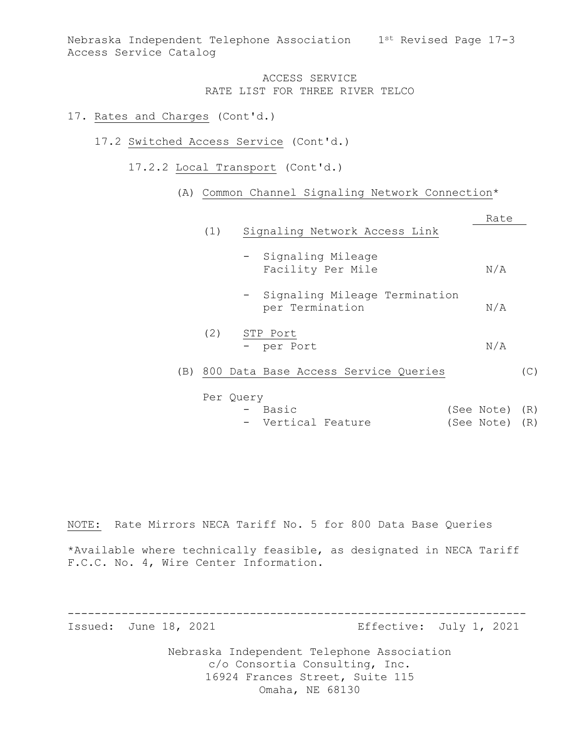Nebraska Independent Telephone Association — 1st Revised Page 17-3
Access Service Catalog

ACCESS SERVICE
RATE LIST FOR THREE RIVER TELCO

17. Rates and Charges (Cont'd.)

17.2 Switched Access Service (Cont'd.)

17.2.2 Local Transport (Cont'd.)

(A) Common Channel Signaling Network Connection*

| | Rate | |
|---|---|---|
| (1) Signaling Network Access Link | | |
| - Signaling Mileage Facility Per Mile | N/A | |
| - Signaling Mileage Termination per Termination | N/A | |
| (2) STP Port | | |
| - per Port | N/A | |

(B) 800 Data Base Access Service Queries (C)

| Per Query | | |
|---|---|---|
| - Basic | (See Note) | (R) |
| - Vertical Feature | (See Note) | (R) |

NOTE: Rate Mirrors NECA Tariff No. 5 for 800 Data Base Queries

*Available where technically feasible, as designated in NECA Tariff F.C.C. No. 4, Wire Center Information.

Issued: June 18, 2021 — Effective: July 1, 2021

Nebraska Independent Telephone Association
c/o Consortia Consulting, Inc.
16924 Frances Street, Suite 115
Omaha, NE 68130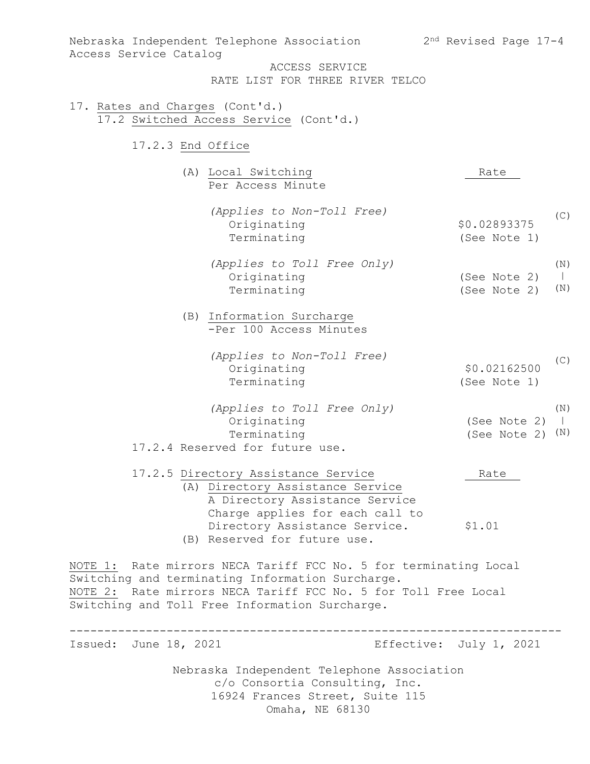ACCESS SERVICE
RATE LIST FOR THREE RIVER TELCO

17. Rates and Charges (Cont'd.)

17.2 Switched Access Service (Cont'd.)

17.2.3 End Office

| | Rate | |
|---|---|---|
| (A) Local Switching<br>Per Access Minute | | |
| *(Applies to Non-Toll Free)* | | (C) |
| Originating | $0.02893375 | |
| Terminating | (See Note 1) | |
| *(Applies to Toll Free Only)* | | (N) |
| Originating | (See Note 2) | \| |
| Terminating | (See Note 2) | (N) |
| (B) Information Surcharge<br>-Per 100 Access Minutes | | |
| *(Applies to Non-Toll Free)* | | (C) |
| Originating | $0.02162500 | |
| Terminating | (See Note 1) | |
| *(Applies to Toll Free Only)* | | (N) |
| Originating | (See Note 2) | \| |
| Terminating | (See Note 2) | (N) |

17.2.4 Reserved for future use.

17.2.5 Directory Assistance Service

| | Rate |
|---|---|
| (A) Directory Assistance Service<br>A Directory Assistance Service Charge applies for each call to Directory Assistance Service. | $1.01 |
| (B) Reserved for future use. | |

NOTE 1: Rate mirrors NECA Tariff FCC No. 5 for terminating Local Switching and terminating Information Surcharge.

NOTE 2: Rate mirrors NECA Tariff FCC No. 5 for Toll Free Local Switching and Toll Free Information Surcharge.

Issued: June 18, 2021 Effective: July 1, 2021

Nebraska Independent Telephone Association
c/o Consortia Consulting, Inc.
16924 Frances Street, Suite 115
Omaha, NE 68130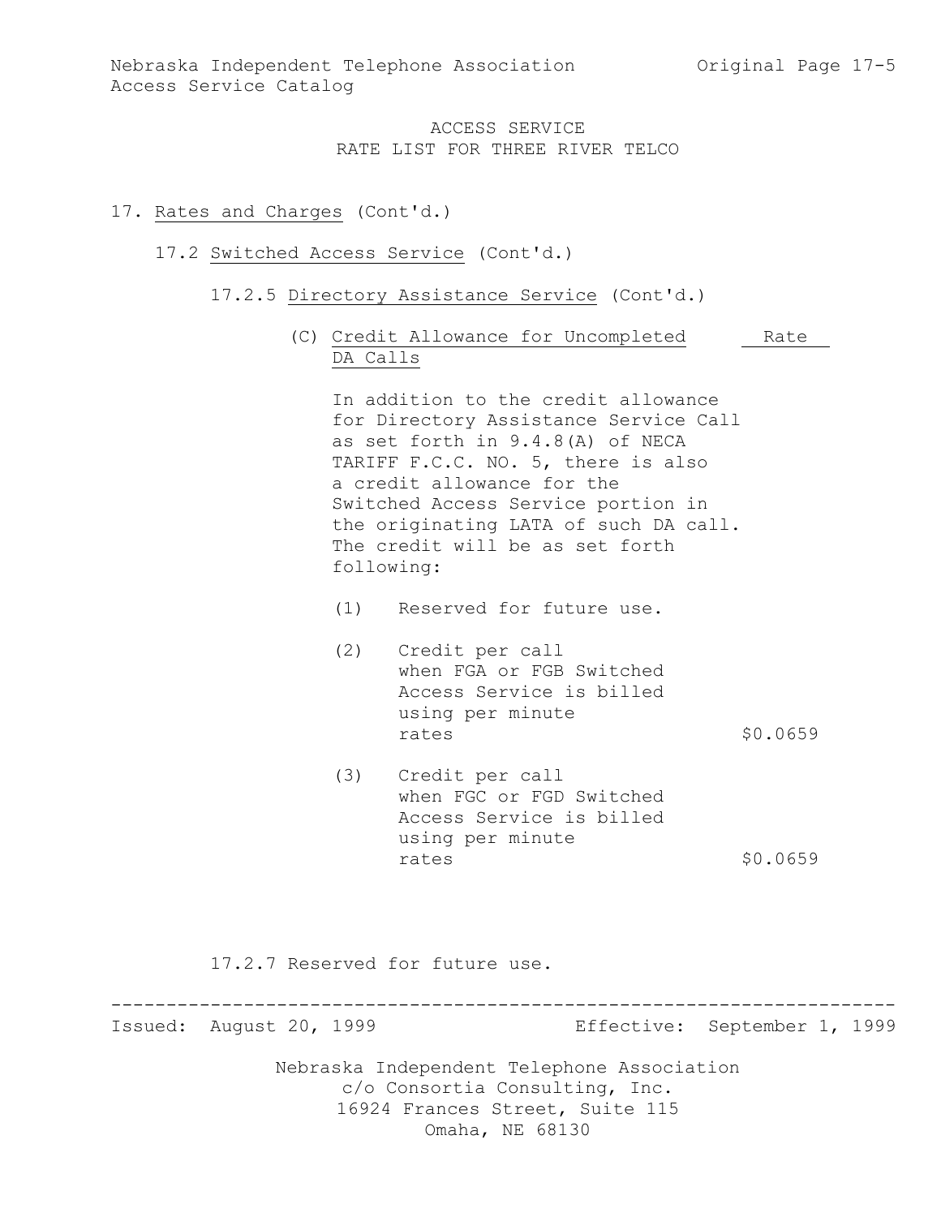ACCESS SERVICE
RATE LIST FOR THREE RIVER TELCO

17. Rates and Charges (Cont'd.)

17.2 Switched Access Service (Cont'd.)

17.2.5 Directory Assistance Service (Cont'd.)

(C) Credit Allowance for Uncompleted DA Calls

In addition to the credit allowance for Directory Assistance Service Call as set forth in 9.4.8(A) of NECA TARIFF F.C.C. NO. 5, there is also a credit allowance for the Switched Access Service portion in the originating LATA of such DA call. The credit will be as set forth following:

| | Rate |
|---|---|
| (1) Reserved for future use. | |
| (2) Credit per call when FGA or FGB Switched Access Service is billed using per minute rates | \$0.0659 |
| (3) Credit per call when FGC or FGD Switched Access Service is billed using per minute rates | \$0.0659 |

17.2.7 Reserved for future use.

Issued: August 20, 1999 — Effective: September 1, 1999

Nebraska Independent Telephone Association
c/o Consortia Consulting, Inc.
16924 Frances Street, Suite 115
Omaha, NE 68130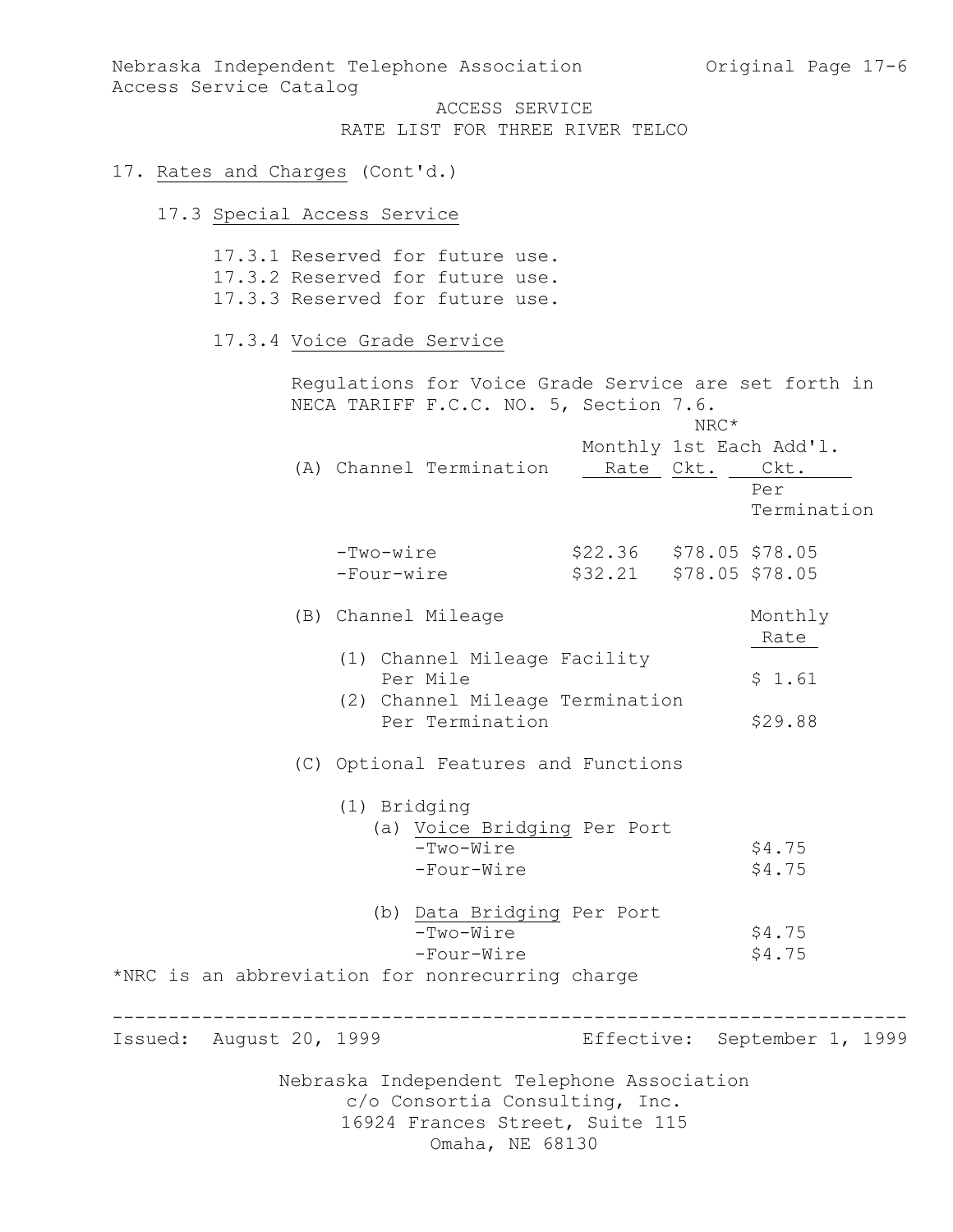ACCESS SERVICE
RATE LIST FOR THREE RIVER TELCO

17. Rates and Charges (Cont'd.)

17.3 Special Access Service

17.3.1 Reserved for future use.
17.3.2 Reserved for future use.
17.3.3 Reserved for future use.

17.3.4 Voice Grade Service

Regulations for Voice Grade Service are set forth in NECA TARIFF F.C.C. NO. 5, Section 7.6.

| (A) Channel Termination | Monthly Rate | NRC* 1st Ckt. | NRC* Each Add'l. Ckt. Per Termination |
|---|---|---|---|
| -Two-wire | $22.36 | $78.05 | $78.05 |
| -Four-wire | $32.21 | $78.05 | $78.05 |

| (B) Channel Mileage | Monthly Rate |
|---|---|
| (1) Channel Mileage Facility Per Mile | $ 1.61 |
| (2) Channel Mileage Termination Per Termination | $29.88 |

(C) Optional Features and Functions

| (1) Bridging | Monthly Rate |
|---|---|
| (a) Voice Bridging Per Port | |
| -Two-Wire | $4.75 |
| -Four-Wire | $4.75 |
| (b) Data Bridging Per Port | |
| -Two-Wire | $4.75 |
| -Four-Wire | $4.75 |

*NRC is an abbreviation for nonrecurring charge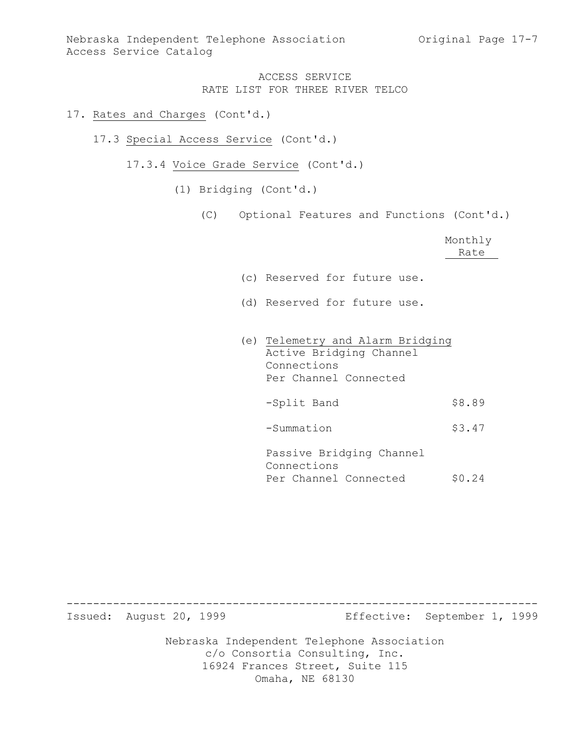ACCESS SERVICE
RATE LIST FOR THREE RIVER TELCO

17. Rates and Charges (Cont'd.)

17.3 Special Access Service (Cont'd.)

17.3.4 Voice Grade Service (Cont'd.)

(1) Bridging (Cont'd.)

(C) Optional Features and Functions (Cont'd.)

| | Monthly Rate |
|---|---|
| (c) Reserved for future use. | |
| (d) Reserved for future use. | |
| (e) Telemetry and Alarm Bridging Active Bridging Channel Connections Per Channel Connected | |
| -Split Band | $8.89 |
| -Summation | $3.47 |
| Passive Bridging Channel Connections Per Channel Connected | $0.24 |

Issued: August 20, 1999 Effective: September 1, 1999

Nebraska Independent Telephone Association
c/o Consortia Consulting, Inc.
16924 Frances Street, Suite 115
Omaha, NE 68130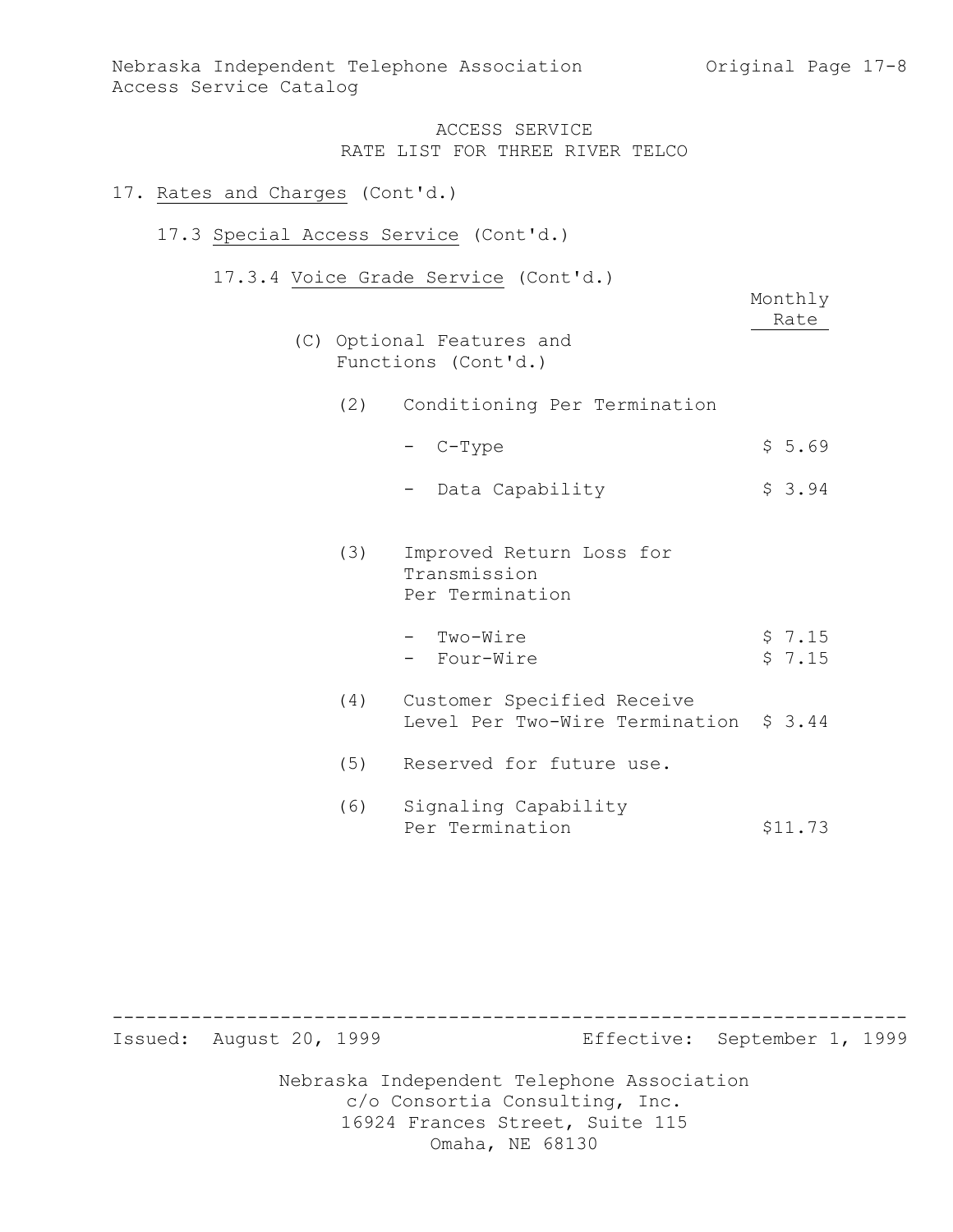## ACCESS SERVICE
## RATE LIST FOR THREE RIVER TELCO

17. Rates and Charges (Cont'd.)

17.3 Special Access Service (Cont'd.)

17.3.4 Voice Grade Service (Cont'd.)

(C) Optional Features and Functions (Cont'd.)

| | Monthly Rate |
|---|---|
| (2) Conditioning Per Termination | |
| - C-Type | $ 5.69 |
| - Data Capability | $ 3.94 |
| (3) Improved Return Loss for Transmission Per Termination | |
| - Two-Wire | $ 7.15 |
| - Four-Wire | $ 7.15 |
| (4) Customer Specified Receive Level Per Two-Wire Termination | $ 3.44 |
| (5) Reserved for future use. | |
| (6) Signaling Capability Per Termination | $11.73 |

Issued: August 20, 1999 Effective: September 1, 1999

Nebraska Independent Telephone Association
c/o Consortia Consulting, Inc.
16924 Frances Street, Suite 115
Omaha, NE 68130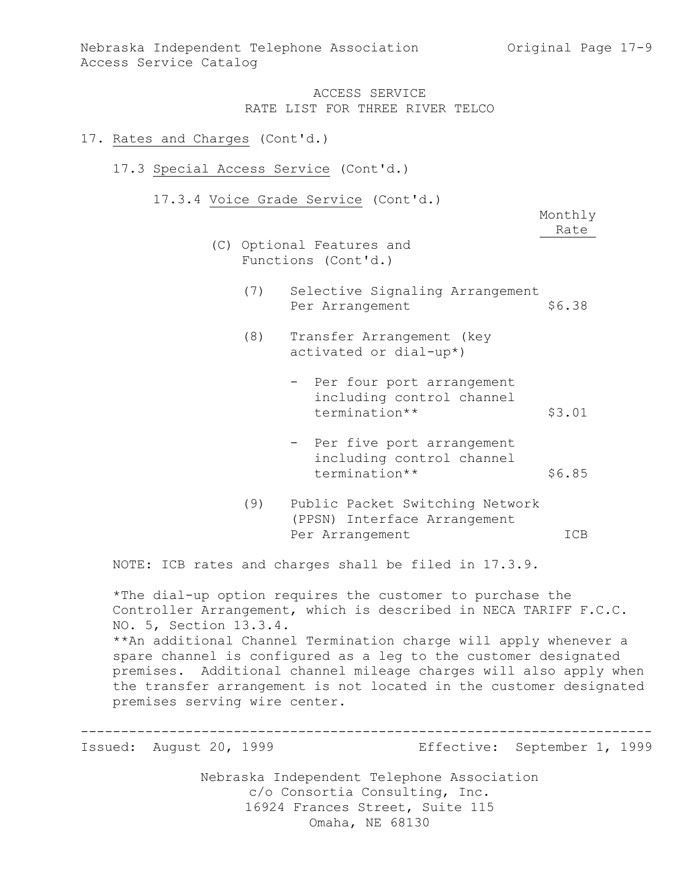ACCESS SERVICE
RATE LIST FOR THREE RIVER TELCO

17. Rates and Charges (Cont'd.)

17.3 Special Access Service (Cont'd.)

17.3.4 Voice Grade Service (Cont'd.)

| | Monthly Rate |
|---|---|
| (C) Optional Features and Functions (Cont'd.) | |
| (7) Selective Signaling Arrangement Per Arrangement | $6.38 |
| (8) Transfer Arrangement (key activated or dial-up*) | |
| - Per four port arrangement including control channel termination** | $3.01 |
| - Per five port arrangement including control channel termination** | $6.85 |
| (9) Public Packet Switching Network (PPSN) Interface Arrangement Per Arrangement | ICB |

NOTE: ICB rates and charges shall be filed in 17.3.9.

*The dial-up option requires the customer to purchase the Controller Arrangement, which is described in NECA TARIFF F.C.C. NO. 5, Section 13.3.4.

**An additional Channel Termination charge will apply whenever a spare channel is configured as a leg to the customer designated premises. Additional channel mileage charges will also apply when the transfer arrangement is not located in the customer designated premises serving wire center.

Issued: August 20, 1999 Effective: September 1, 1999

Nebraska Independent Telephone Association
c/o Consortia Consulting, Inc.
16924 Frances Street, Suite 115
Omaha, NE 68130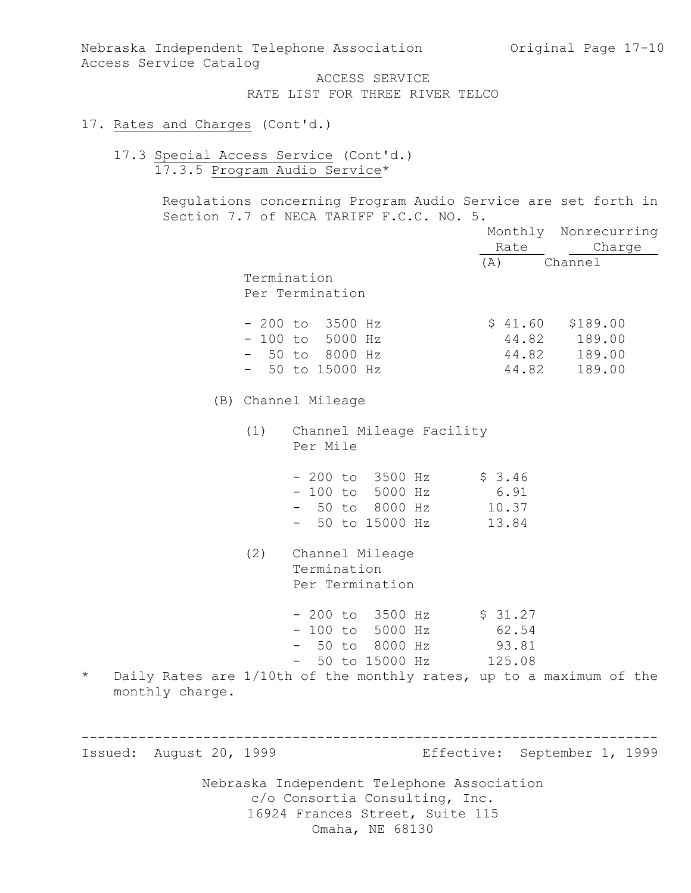17. Rates and Charges (Cont'd.)

17.3 Special Access Service (Cont'd.)

17.3.5 Program Audio Service*

Regulations concerning Program Audio Service are set forth in Section 7.7 of NECA TARIFF F.C.C. NO. 5.

| | Monthly Rate | Nonrecurring Charge |
|---|---|---|
| (A) Channel Termination Per Termination | | |
| - 200 to 3500 Hz | $ 41.60 | $189.00 |
| - 100 to 5000 Hz | 44.82 | 189.00 |
| - 50 to 8000 Hz | 44.82 | 189.00 |
| - 50 to 15000 Hz | 44.82 | 189.00 |
| (B) Channel Mileage | | |
| (1) Channel Mileage Facility Per Mile | | |
| - 200 to 3500 Hz | $ 3.46 | |
| - 100 to 5000 Hz | 6.91 | |
| - 50 to 8000 Hz | 10.37 | |
| - 50 to 15000 Hz | 13.84 | |
| (2) Channel Mileage Termination Per Termination | | |
| - 200 to 3500 Hz | $ 31.27 | |
| - 100 to 5000 Hz | 62.54 | |
| - 50 to 8000 Hz | 93.81 | |
| - 50 to 15000 Hz | 125.08 | |

* Daily Rates are 1/10th of the monthly rates, up to a maximum of the monthly charge.

Issued: August 20, 1999 Effective: September 1, 1999

Nebraska Independent Telephone Association
c/o Consortia Consulting, Inc.
16924 Frances Street, Suite 115
Omaha, NE 68130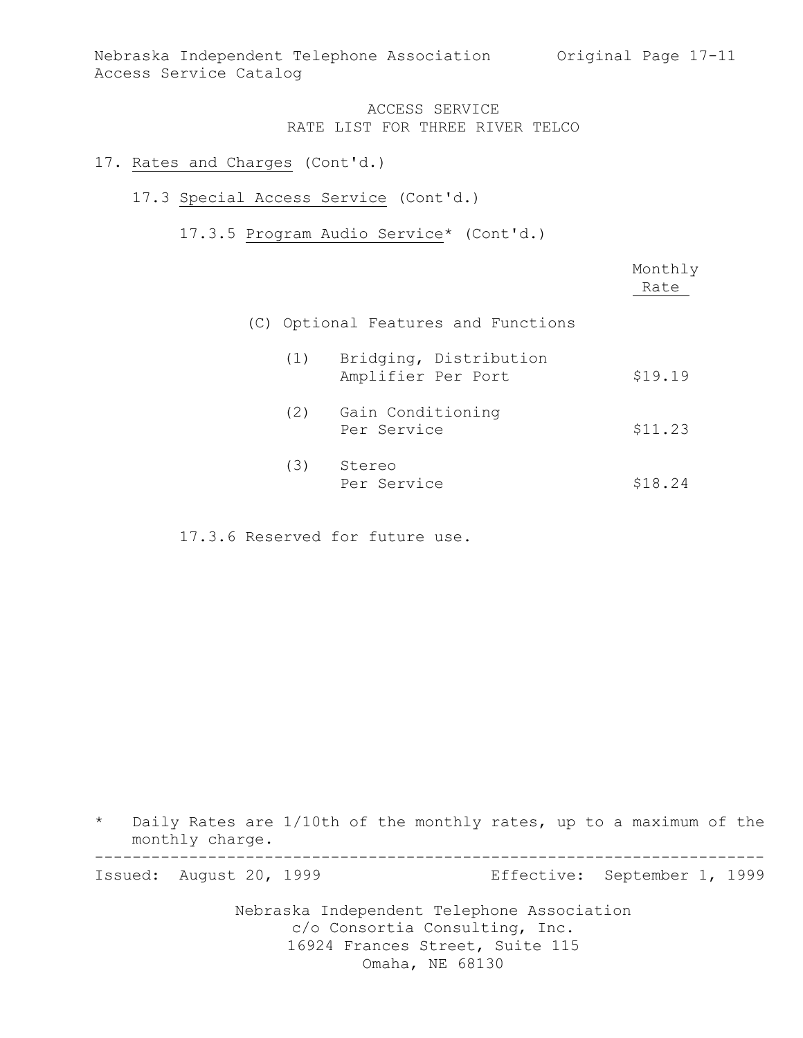# ACCESS SERVICE
## RATE LIST FOR THREE RIVER TELCO

17. Rates and Charges (Cont'd.)

17.3 Special Access Service (Cont'd.)

17.3.5 Program Audio Service* (Cont'd.)

| | Monthly Rate |
|---|---|
| (C) Optional Features and Functions | |
| (1) Bridging, Distribution Amplifier Per Port | $19.19 |
| (2) Gain Conditioning Per Service | $11.23 |
| (3) Stereo Per Service | $18.24 |

17.3.6 Reserved for future use.

\* Daily Rates are 1/10th of the monthly rates, up to a maximum of the monthly charge.

Issued: August 20, 1999 Effective: September 1, 1999

Nebraska Independent Telephone Association
c/o Consortia Consulting, Inc.
16924 Frances Street, Suite 115
Omaha, NE 68130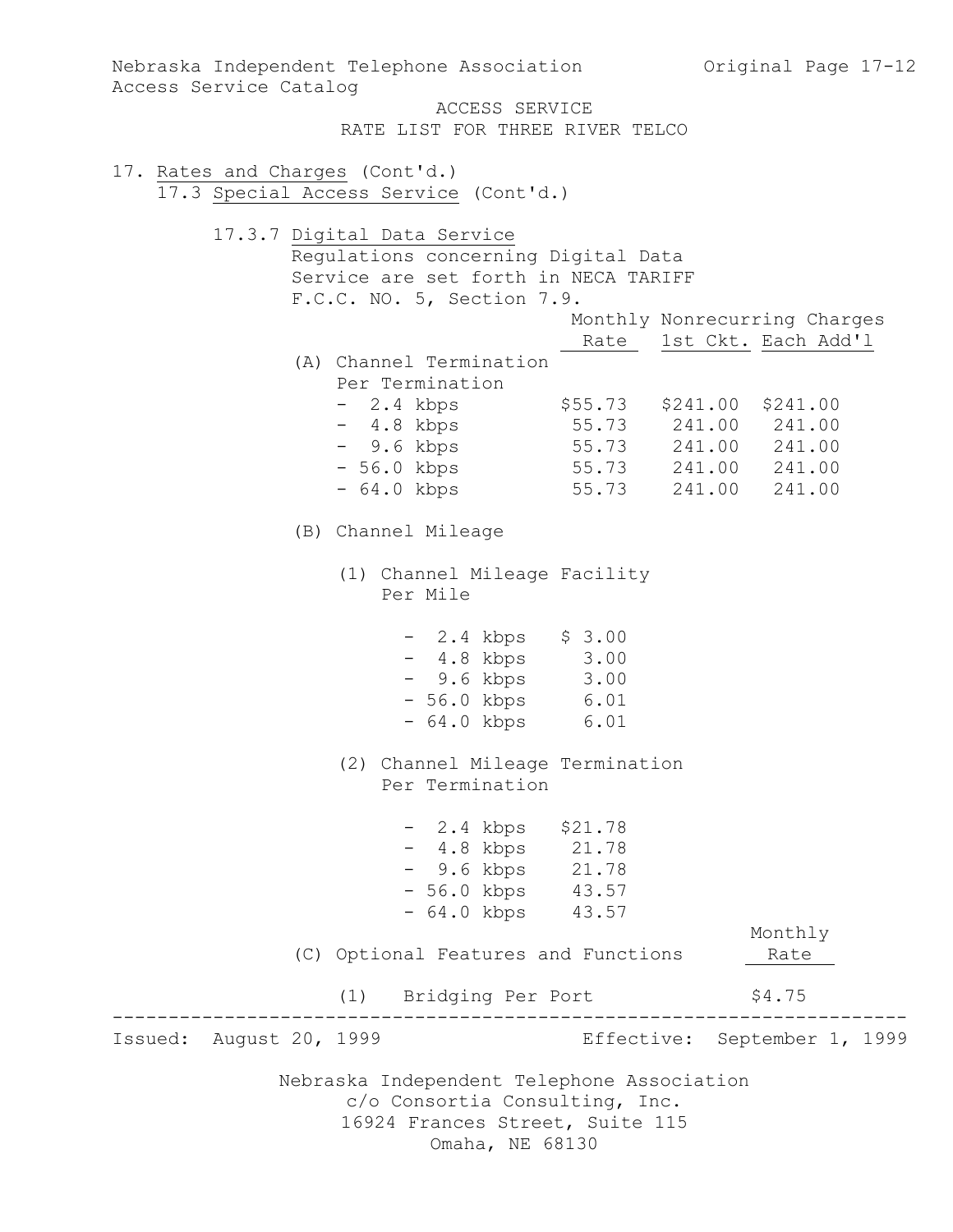ACCESS SERVICE
RATE LIST FOR THREE RIVER TELCO

17. Rates and Charges (Cont'd.)

17.3 Special Access Service (Cont'd.)

17.3.7 Digital Data Service

Regulations concerning Digital Data Service are set forth in NECA TARIFF F.C.C. NO. 5, Section 7.9.

| | Monthly Rate | Nonrecurring Charges 1st Ckt. | Nonrecurring Charges Each Add'l |
|---|---|---|---|
| (A) Channel Termination Per Termination | | | |
| - 2.4 kbps | $55.73 | $241.00 | $241.00 |
| - 4.8 kbps | 55.73 | 241.00 | 241.00 |
| - 9.6 kbps | 55.73 | 241.00 | 241.00 |
| - 56.0 kbps | 55.73 | 241.00 | 241.00 |
| - 64.0 kbps | 55.73 | 241.00 | 241.00 |

(B) Channel Mileage

(1) Channel Mileage Facility Per Mile

| | Monthly Rate |
|---|---|
| - 2.4 kbps | $ 3.00 |
| - 4.8 kbps | 3.00 |
| - 9.6 kbps | 3.00 |
| - 56.0 kbps | 6.01 |
| - 64.0 kbps | 6.01 |

(2) Channel Mileage Termination Per Termination

| | Monthly Rate |
|---|---|
| - 2.4 kbps | $21.78 |
| - 4.8 kbps | 21.78 |
| - 9.6 kbps | 21.78 |
| - 56.0 kbps | 43.57 |
| - 64.0 kbps | 43.57 |

| (C) Optional Features and Functions | Monthly Rate |
|---|---|
| (1) Bridging Per Port | $4.75 |

Issued: August 20, 1999 Effective: September 1, 1999

Nebraska Independent Telephone Association
c/o Consortia Consulting, Inc.
16924 Frances Street, Suite 115
Omaha, NE 68130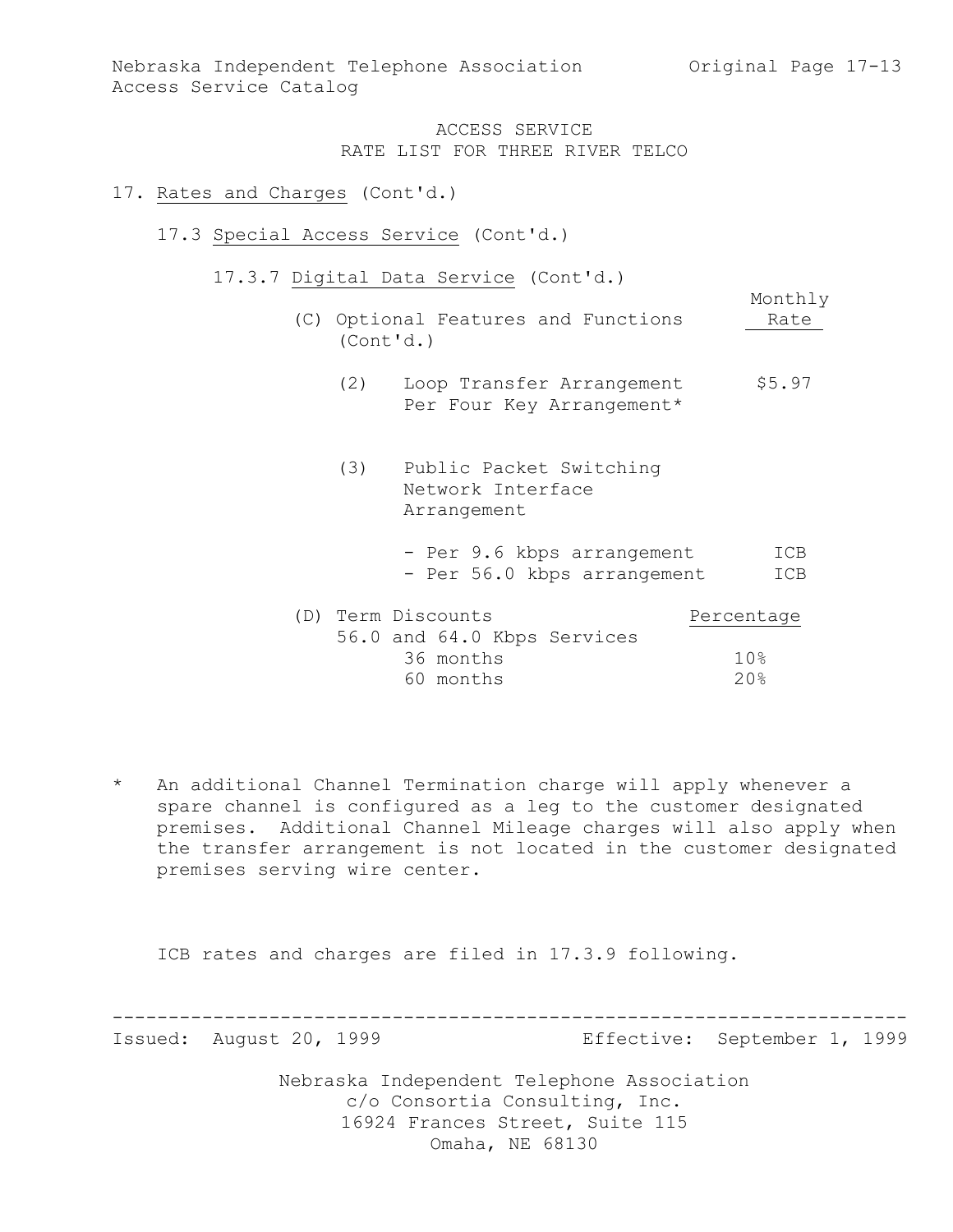ACCESS SERVICE
RATE LIST FOR THREE RIVER TELCO

17. Rates and Charges (Cont'd.)

17.3 Special Access Service (Cont'd.)

17.3.7 Digital Data Service (Cont'd.)

(C) Optional Features and Functions (Cont'd.)

| | Monthly Rate |
|---|---|
| (2) Loop Transfer Arrangement Per Four Key Arrangement* | $5.97 |
| (3) Public Packet Switching Network Interface Arrangement | |
| - Per 9.6 kbps arrangement | ICB |
| - Per 56.0 kbps arrangement | ICB |

(D) Term Discounts

| 56.0 and 64.0 Kbps Services | Percentage |
|---|---|
| 36 months | 10% |
| 60 months | 20% |

\* An additional Channel Termination charge will apply whenever a spare channel is configured as a leg to the customer designated premises. Additional Channel Mileage charges will also apply when the transfer arrangement is not located in the customer designated premises serving wire center.

ICB rates and charges are filed in 17.3.9 following.

Issued: August 20, 1999 Effective: September 1, 1999

Nebraska Independent Telephone Association
c/o Consortia Consulting, Inc.
16924 Frances Street, Suite 115
Omaha, NE 68130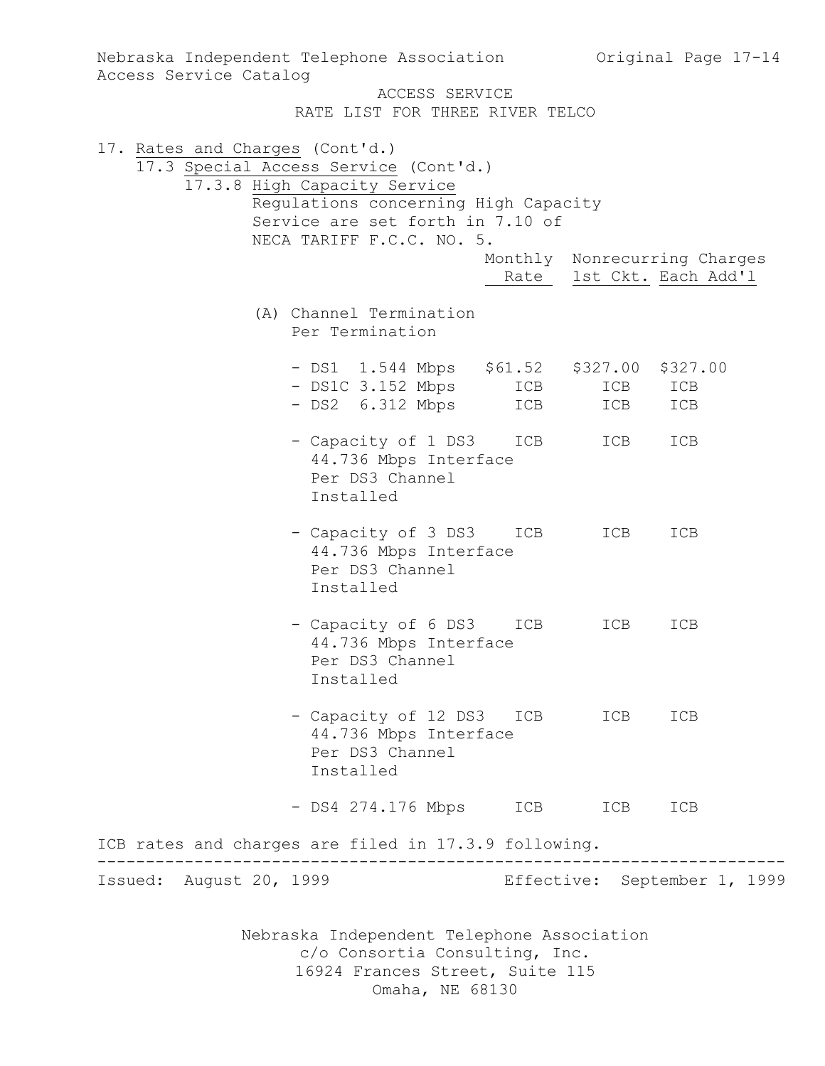ACCESS SERVICE
RATE LIST FOR THREE RIVER TELCO

17. Rates and Charges (Cont'd.)

17.3 Special Access Service (Cont'd.)

17.3.8 High Capacity Service

Regulations concerning High Capacity Service are set forth in 7.10 of NECA TARIFF F.C.C. NO. 5.

| | Monthly Rate | Nonrecurring Charges 1st Ckt. | Each Add'l |
|---|---|---|---|
| (A) Channel Termination Per Termination | | | |
| - DS1 1.544 Mbps | $61.52 | $327.00 | $327.00 |
| - DS1C 3.152 Mbps | ICB | ICB | ICB |
| - DS2 6.312 Mbps | ICB | ICB | ICB |
| - Capacity of 1 DS3 44.736 Mbps Interface Per DS3 Channel Installed | ICB | ICB | ICB |
| - Capacity of 3 DS3 44.736 Mbps Interface Per DS3 Channel Installed | ICB | ICB | ICB |
| - Capacity of 6 DS3 44.736 Mbps Interface Per DS3 Channel Installed | ICB | ICB | ICB |
| - Capacity of 12 DS3 44.736 Mbps Interface Per DS3 Channel Installed | ICB | ICB | ICB |
| - DS4 274.176 Mbps | ICB | ICB | ICB |

ICB rates and charges are filed in 17.3.9 following.

Issued: August 20, 1999 Effective: September 1, 1999

Nebraska Independent Telephone Association
c/o Consortia Consulting, Inc.
16924 Frances Street, Suite 115
Omaha, NE 68130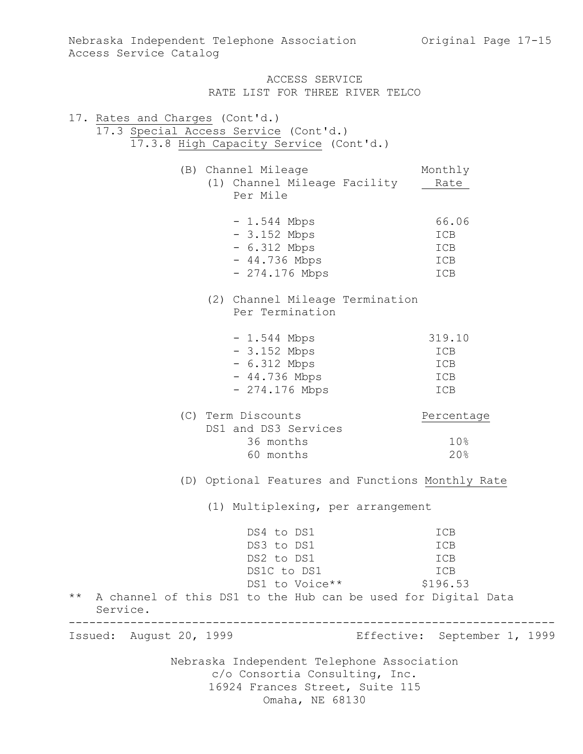ACCESS SERVICE
RATE LIST FOR THREE RIVER TELCO

17. Rates and Charges (Cont'd.)
    17.3 Special Access Service (Cont'd.)
        17.3.8 High Capacity Service (Cont'd.)

(B) Channel Mileage

(1) Channel Mileage Facility Per Mile

| | Monthly Rate |
|---|---|
| - 1.544 Mbps | 66.06 |
| - 3.152 Mbps | ICB |
| - 6.312 Mbps | ICB |
| - 44.736 Mbps | ICB |
| - 274.176 Mbps | ICB |

(2) Channel Mileage Termination Per Termination

| | Monthly Rate |
|---|---|
| - 1.544 Mbps | 319.10 |
| - 3.152 Mbps | ICB |
| - 6.312 Mbps | ICB |
| - 44.736 Mbps | ICB |
| - 274.176 Mbps | ICB |

(C) Term Discounts

| DS1 and DS3 Services | Percentage |
|---|---|
| 36 months | 10% |
| 60 months | 20% |

(D) Optional Features and Functions

(1) Multiplexing, per arrangement

| | Monthly Rate |
|---|---|
| DS4 to DS1 | ICB |
| DS3 to DS1 | ICB |
| DS2 to DS1 | ICB |
| DS1C to DS1 | ICB |
| DS1 to Voice** | $196.53 |

** A channel of this DS1 to the Hub can be used for Digital Data Service.

Issued: August 20, 1999 Effective: September 1, 1999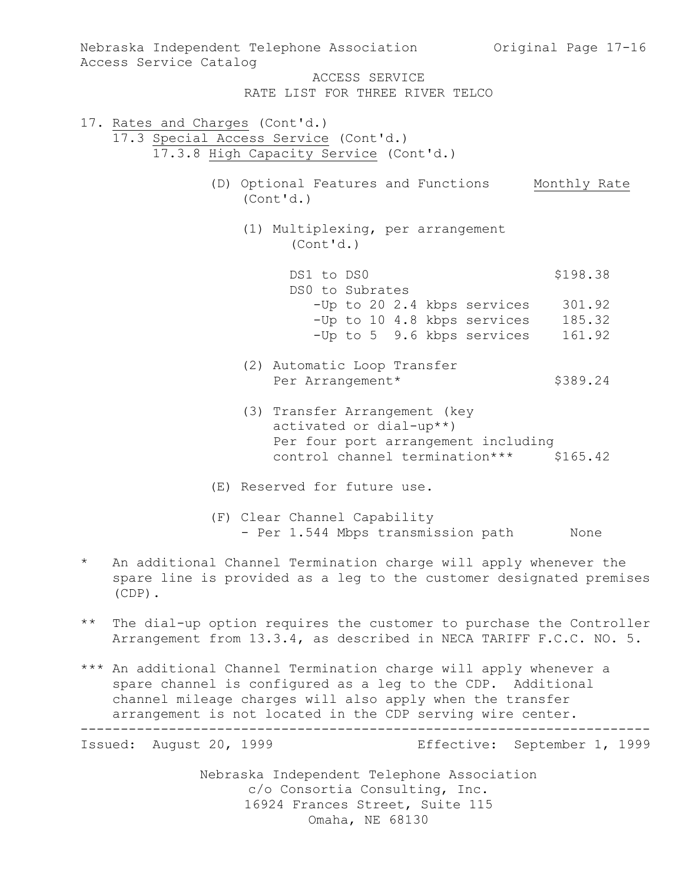ACCESS SERVICE
RATE LIST FOR THREE RIVER TELCO

17. Rates and Charges (Cont'd.)
    17.3 Special Access Service (Cont'd.)
        17.3.8 High Capacity Service (Cont'd.)

(D) Optional Features and Functions (Cont'd.)

| | Monthly Rate |
|---|---|
| (1) Multiplexing, per arrangement (Cont'd.) | |
| DS1 to DS0 | $198.38 |
| DS0 to Subrates | |
| -Up to 20 2.4 kbps services | 301.92 |
| -Up to 10 4.8 kbps services | 185.32 |
| -Up to 5 9.6 kbps services | 161.92 |
| (2) Automatic Loop Transfer Per Arrangement* | $389.24 |
| (3) Transfer Arrangement (key activated or dial-up**) Per four port arrangement including control channel termination*** | $165.42 |

(E) Reserved for future use.

(F) Clear Channel Capability
- Per 1.544 Mbps transmission path    None

\* An additional Channel Termination charge will apply whenever the spare line is provided as a leg to the customer designated premises (CDP).

\** The dial-up option requires the customer to purchase the Controller Arrangement from 13.3.4, as described in NECA TARIFF F.C.C. NO. 5.

\*** An additional Channel Termination charge will apply whenever a spare channel is configured as a leg to the CDP. Additional channel mileage charges will also apply when the transfer arrangement is not located in the CDP serving wire center.

Issued: August 20, 1999    Effective: September 1, 1999

Nebraska Independent Telephone Association
c/o Consortia Consulting, Inc.
16924 Frances Street, Suite 115
Omaha, NE 68130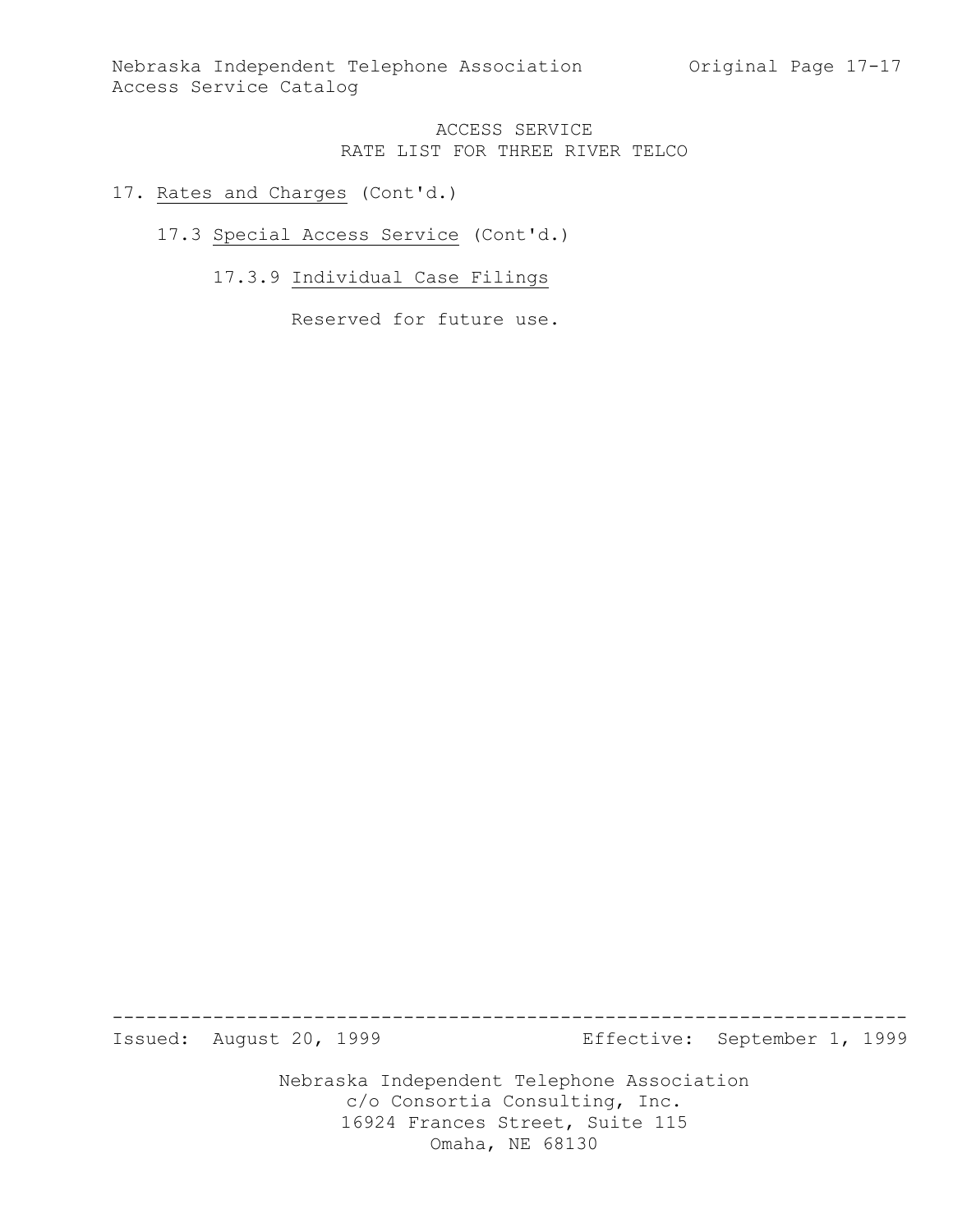ACCESS SERVICE
RATE LIST FOR THREE RIVER TELCO

17. Rates and Charges (Cont'd.)

17.3 Special Access Service (Cont'd.)

17.3.9 Individual Case Filings

Reserved for future use.

Issued: August 20, 1999 Effective: September 1, 1999

Nebraska Independent Telephone Association
c/o Consortia Consulting, Inc.
16924 Frances Street, Suite 115
Omaha, NE 68130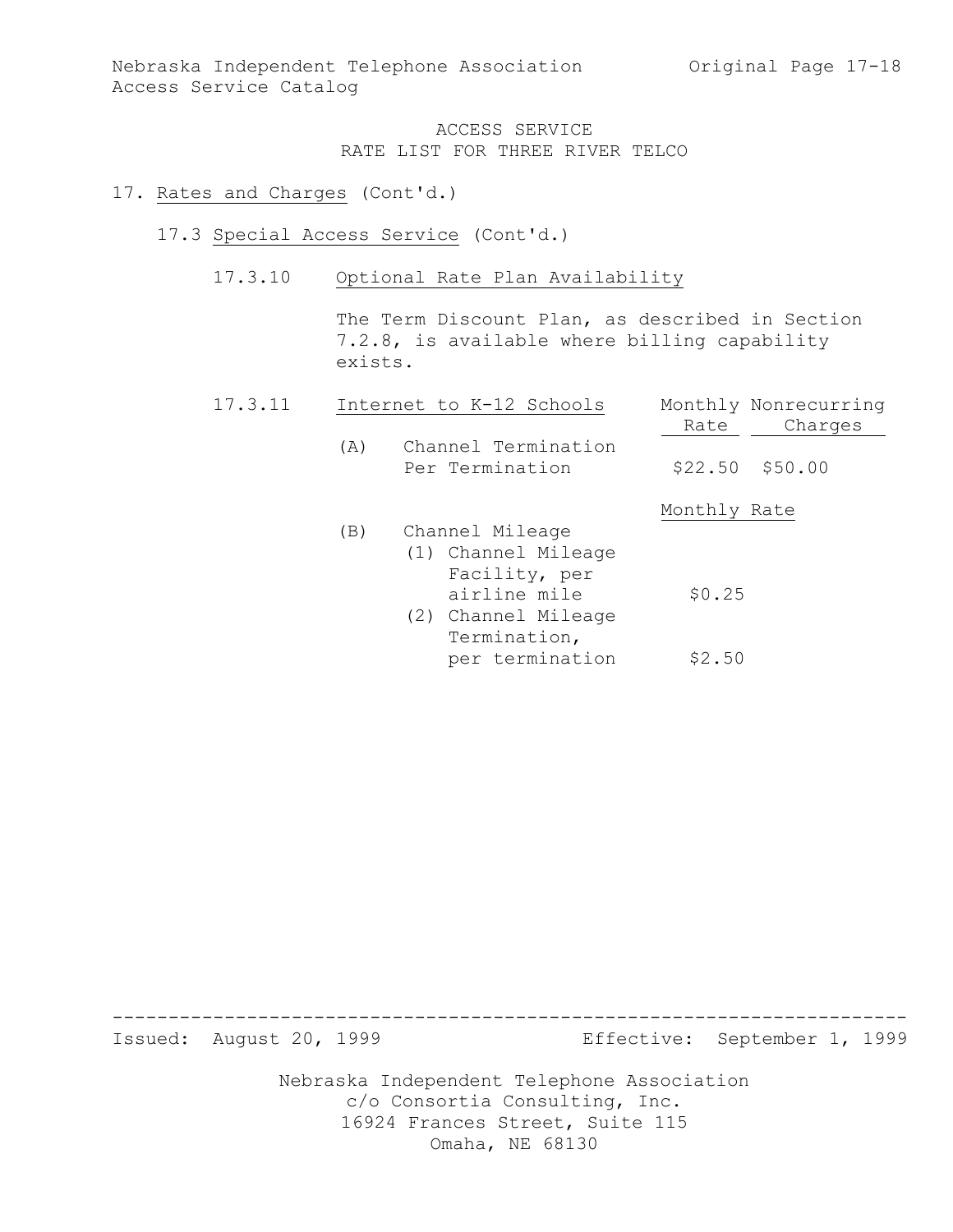ACCESS SERVICE
RATE LIST FOR THREE RIVER TELCO

17. Rates and Charges (Cont'd.)

17.3 Special Access Service (Cont'd.)

17.3.10 Optional Rate Plan Availability

The Term Discount Plan, as described in Section 7.2.8, is available where billing capability exists.

17.3.11 Internet to K-12 Schools

| | Monthly Rate | Nonrecurring Charges |
|---|---|---|
| (A) Channel Termination Per Termination | $22.50 | $50.00 |

| | Monthly Rate |
|---|---|
| (B) Channel Mileage | |
| (1) Channel Mileage Facility, per airline mile | $0.25 |
| (2) Channel Mileage Termination, per termination | $2.50 |

Issued: August 20, 1999 Effective: September 1, 1999

Nebraska Independent Telephone Association
c/o Consortia Consulting, Inc.
16924 Frances Street, Suite 115
Omaha, NE 68130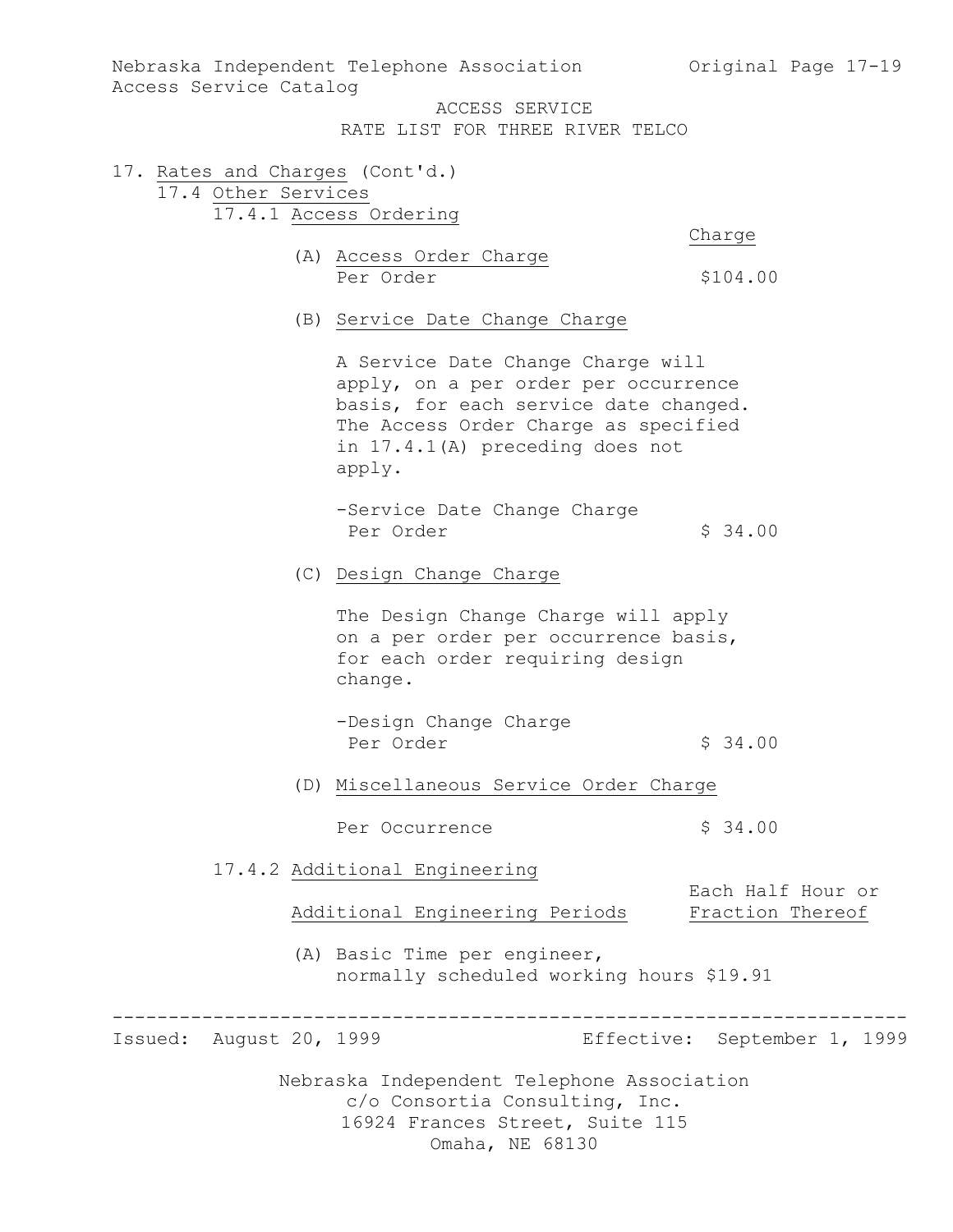ACCESS SERVICE
RATE LIST FOR THREE RIVER TELCO

17. Rates and Charges (Cont'd.)

17.4 Other Services

17.4.1 Access Ordering

| | Charge |
|---|---|
| (A) Access Order Charge<br>Per Order | $104.00 |

(B) Service Date Change Charge

A Service Date Change Charge will apply, on a per order per occurrence basis, for each service date changed. The Access Order Charge as specified in 17.4.1(A) preceding does not apply.

| | |
|---|---|
| -Service Date Change Charge<br>Per Order | $ 34.00 |

(C) Design Change Charge

The Design Change Charge will apply on a per order per occurrence basis, for each order requiring design change.

| | |
|---|---|
| -Design Change Charge<br>Per Order | $ 34.00 |

(D) Miscellaneous Service Order Charge

| | |
|---|---|
| Per Occurrence | $ 34.00 |

17.4.2 Additional Engineering

| Additional Engineering Periods | Each Half Hour or Fraction Thereof |
|---|---|
| (A) Basic Time per engineer, normally scheduled working hours | $19.91 |

Issued: August 20, 1999 Effective: September 1, 1999

Nebraska Independent Telephone Association
c/o Consortia Consulting, Inc.
16924 Frances Street, Suite 115
Omaha, NE 68130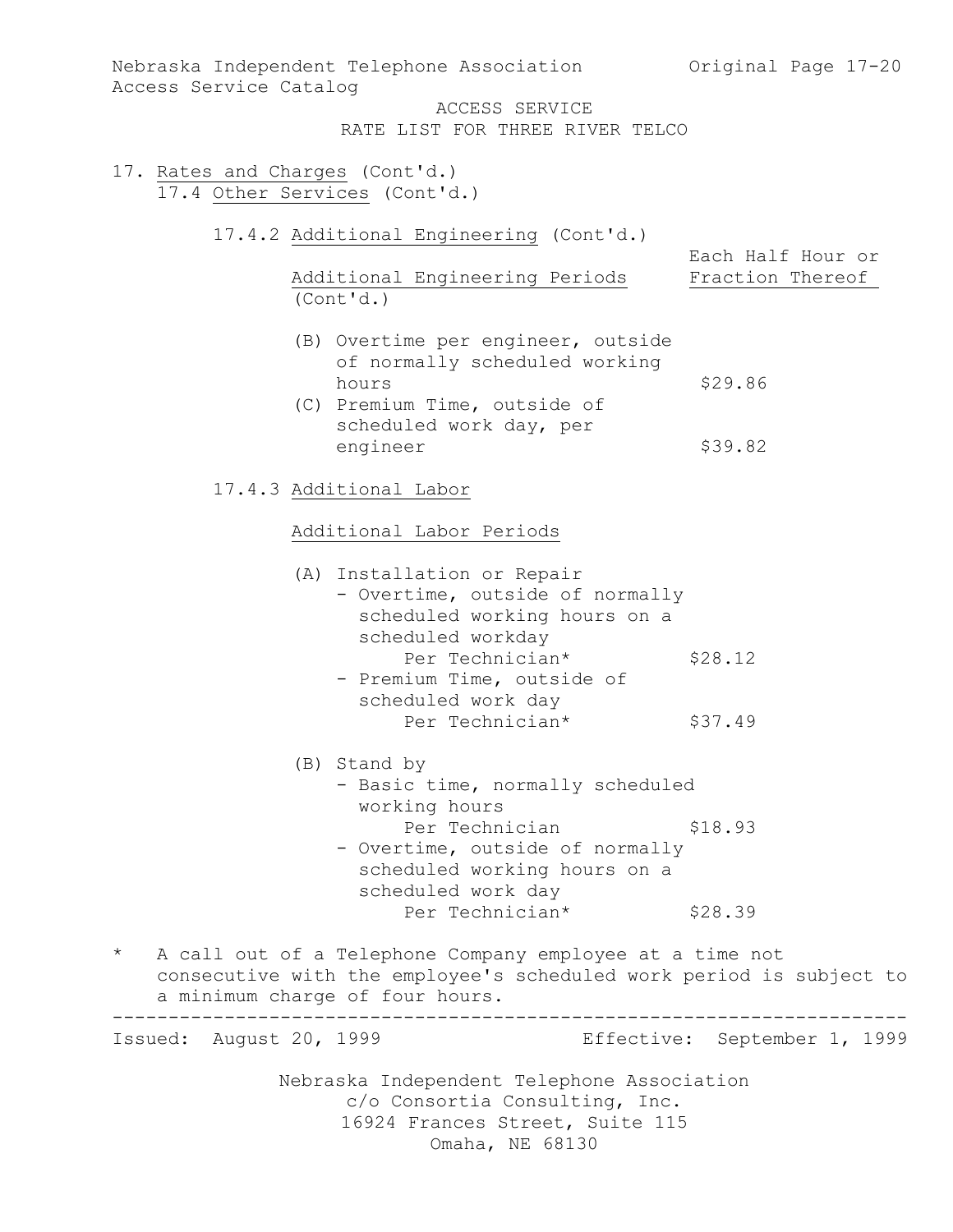ACCESS SERVICE
RATE LIST FOR THREE RIVER TELCO

17. Rates and Charges (Cont'd.)

17.4 Other Services (Cont'd.)

17.4.2 Additional Engineering (Cont'd.)

| Additional Engineering Periods (Cont'd.) | Each Half Hour or Fraction Thereof |
|---|---|
| (B) Overtime per engineer, outside of normally scheduled working hours | $29.86 |
| (C) Premium Time, outside of scheduled work day, per engineer | $39.82 |

17.4.3 Additional Labor

Additional Labor Periods

| | |
|---|---|
| (A) Installation or Repair | |
| - Overtime, outside of normally scheduled working hours on a scheduled workday Per Technician* | $28.12 |
| - Premium Time, outside of scheduled work day Per Technician* | $37.49 |
| (B) Stand by | |
| - Basic time, normally scheduled working hours Per Technician | $18.93 |
| - Overtime, outside of normally scheduled working hours on a scheduled work day Per Technician* | $28.39 |

\* A call out of a Telephone Company employee at a time not consecutive with the employee's scheduled work period is subject to a minimum charge of four hours.

Issued: August 20, 1999 Effective: September 1, 1999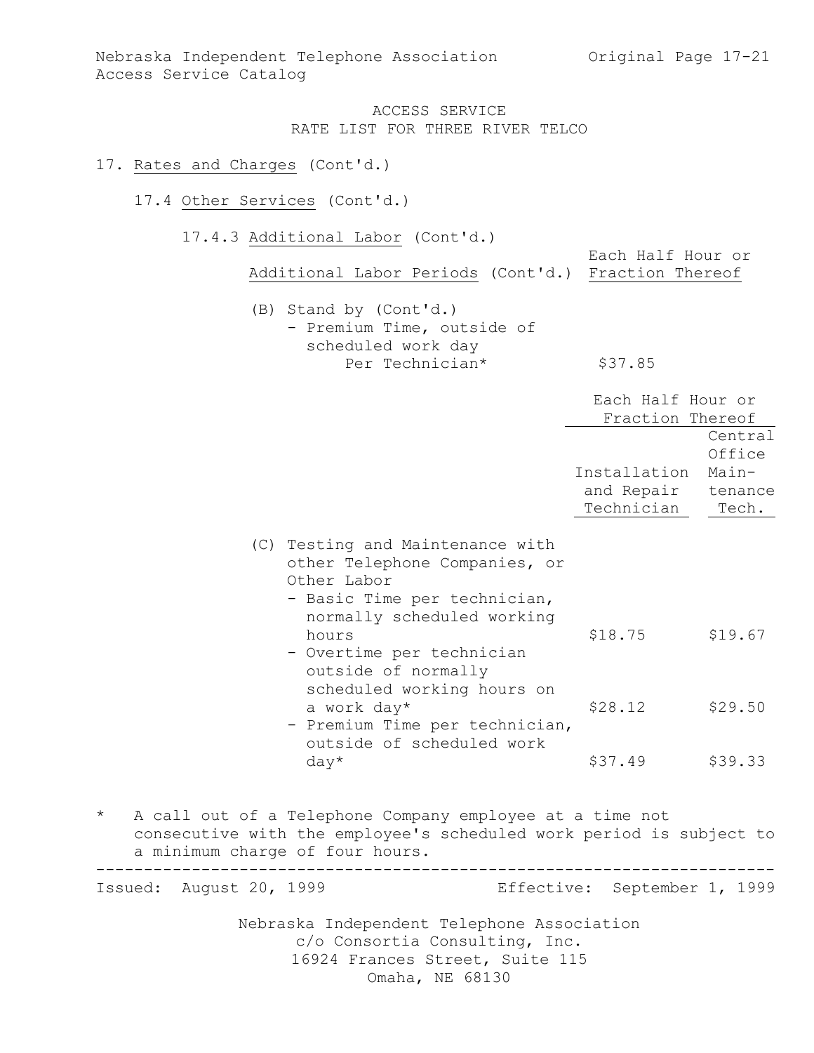ACCESS SERVICE
RATE LIST FOR THREE RIVER TELCO

17. Rates and Charges (Cont'd.)

17.4 Other Services (Cont'd.)

17.4.3 Additional Labor (Cont'd.)

| Additional Labor Periods (Cont'd.) | Each Half Hour or Fraction Thereof |
|---|---|
| (B) Stand by (Cont'd.) | |
| - Premium Time, outside of scheduled work day Per Technician* | $37.85 |

| | Each Half Hour or Fraction Thereof | |
|---|---|---|
| | Installation and Repair Technician | Central Office Maintenance Tech. |
| (C) Testing and Maintenance with other Telephone Companies, or Other Labor | | |
| - Basic Time per technician, normally scheduled working hours | $18.75 | $19.67 |
| - Overtime per technician outside of normally scheduled working hours on a work day* | $28.12 | $29.50 |
| - Premium Time per technician, outside of scheduled work day* | $37.49 | $39.33 |

\* A call out of a Telephone Company employee at a time not consecutive with the employee's scheduled work period is subject to a minimum charge of four hours.

Issued: August 20, 1999 Effective: September 1, 1999

Nebraska Independent Telephone Association
c/o Consortia Consulting, Inc.
16924 Frances Street, Suite 115
Omaha, NE 68130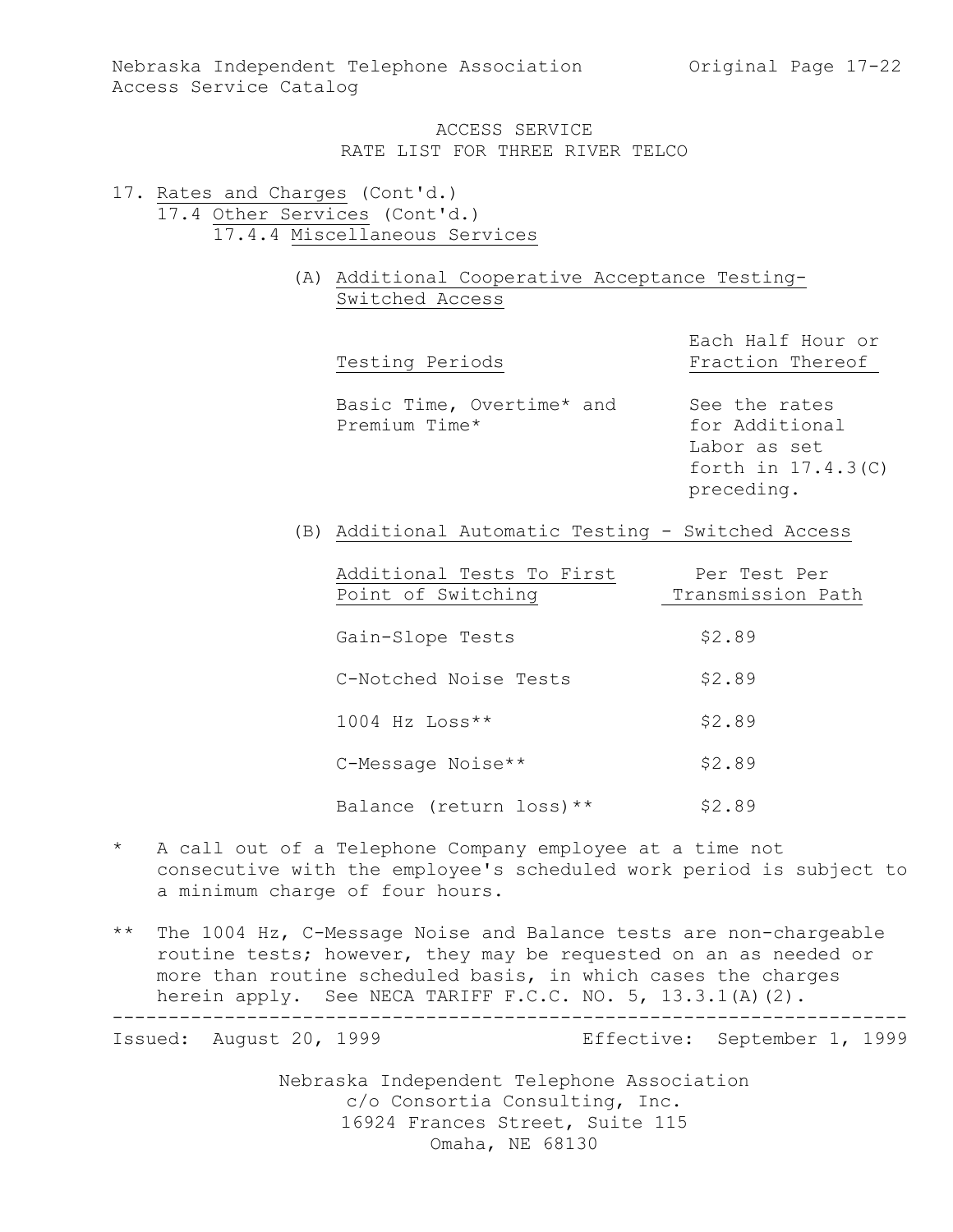ACCESS SERVICE
RATE LIST FOR THREE RIVER TELCO

17. Rates and Charges (Cont'd.)
    17.4 Other Services (Cont'd.)
        17.4.4 Miscellaneous Services

(A) Additional Cooperative Acceptance Testing-Switched Access

| Testing Periods | Each Half Hour or Fraction Thereof |
|---|---|
| Basic Time, Overtime* and Premium Time* | See the rates for Additional Labor as set forth in 17.4.3(C) preceding. |

(B) Additional Automatic Testing - Switched Access

| Additional Tests To First Point of Switching | Per Test Per Transmission Path |
|---|---|
| Gain-Slope Tests | $2.89 |
| C-Notched Noise Tests | $2.89 |
| 1004 Hz Loss** | $2.89 |
| C-Message Noise** | $2.89 |
| Balance (return loss)** | $2.89 |

\* A call out of a Telephone Company employee at a time not consecutive with the employee's scheduled work period is subject to a minimum charge of four hours.

\*\* The 1004 Hz, C-Message Noise and Balance tests are non-chargeable routine tests; however, they may be requested on an as needed or more than routine scheduled basis, in which cases the charges herein apply. See NECA TARIFF F.C.C. NO. 5, 13.3.1(A)(2).

Issued: August 20, 1999 Effective: September 1, 1999

Nebraska Independent Telephone Association
c/o Consortia Consulting, Inc.
16924 Frances Street, Suite 115
Omaha, NE 68130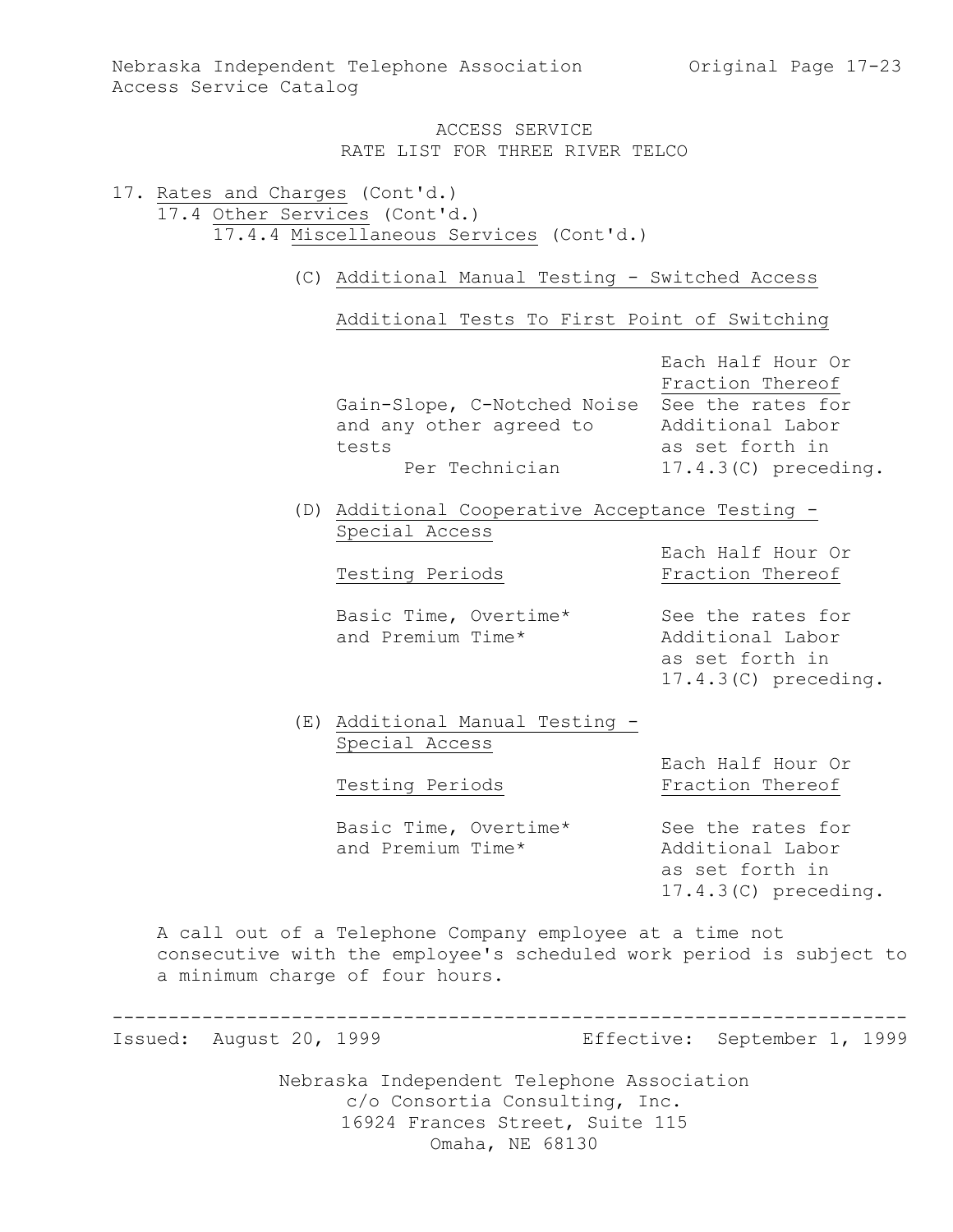ACCESS SERVICE
RATE LIST FOR THREE RIVER TELCO

17. Rates and Charges (Cont'd.)

17.4 Other Services (Cont'd.)

17.4.4 Miscellaneous Services (Cont'd.)

(C) Additional Manual Testing - Switched Access

Additional Tests To First Point of Switching

| | Each Half Hour Or Fraction Thereof |
|---|---|
| Gain-Slope, C-Notched Noise and any other agreed to tests Per Technician | See the rates for Additional Labor as set forth in 17.4.3(C) preceding. |

(D) Additional Cooperative Acceptance Testing - Special Access

| Testing Periods | Each Half Hour Or Fraction Thereof |
|---|---|
| Basic Time, Overtime* and Premium Time* | See the rates for Additional Labor as set forth in 17.4.3(C) preceding. |

(E) Additional Manual Testing - Special Access

| Testing Periods | Each Half Hour Or Fraction Thereof |
|---|---|
| Basic Time, Overtime* and Premium Time* | See the rates for Additional Labor as set forth in 17.4.3(C) preceding. |

A call out of a Telephone Company employee at a time not consecutive with the employee's scheduled work period is subject to a minimum charge of four hours.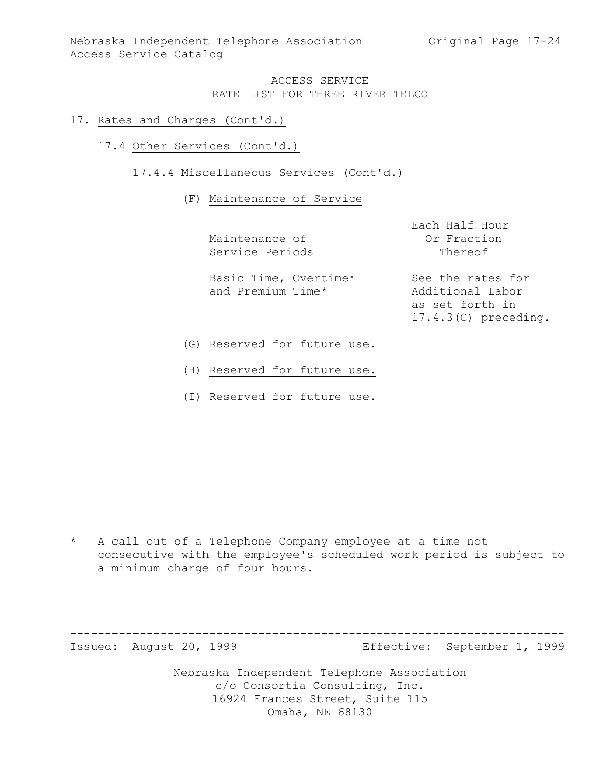ACCESS SERVICE
RATE LIST FOR THREE RIVER TELCO

17. Rates and Charges (Cont'd.)

17.4 Other Services (Cont'd.)

17.4.4 Miscellaneous Services (Cont'd.)

(F) Maintenance of Service

| Maintenance of Service Periods | Each Half Hour Or Fraction Thereof |
|---|---|
| Basic Time, Overtime* and Premium Time* | See the rates for Additional Labor as set forth in 17.4.3(C) preceding. |

(G) Reserved for future use.

(H) Reserved for future use.

(I) Reserved for future use.

\* A call out of a Telephone Company employee at a time not consecutive with the employee's scheduled work period is subject to a minimum charge of four hours.

Issued: August 20, 1999 Effective: September 1, 1999

Nebraska Independent Telephone Association
c/o Consortia Consulting, Inc.
16924 Frances Street, Suite 115
Omaha, NE 68130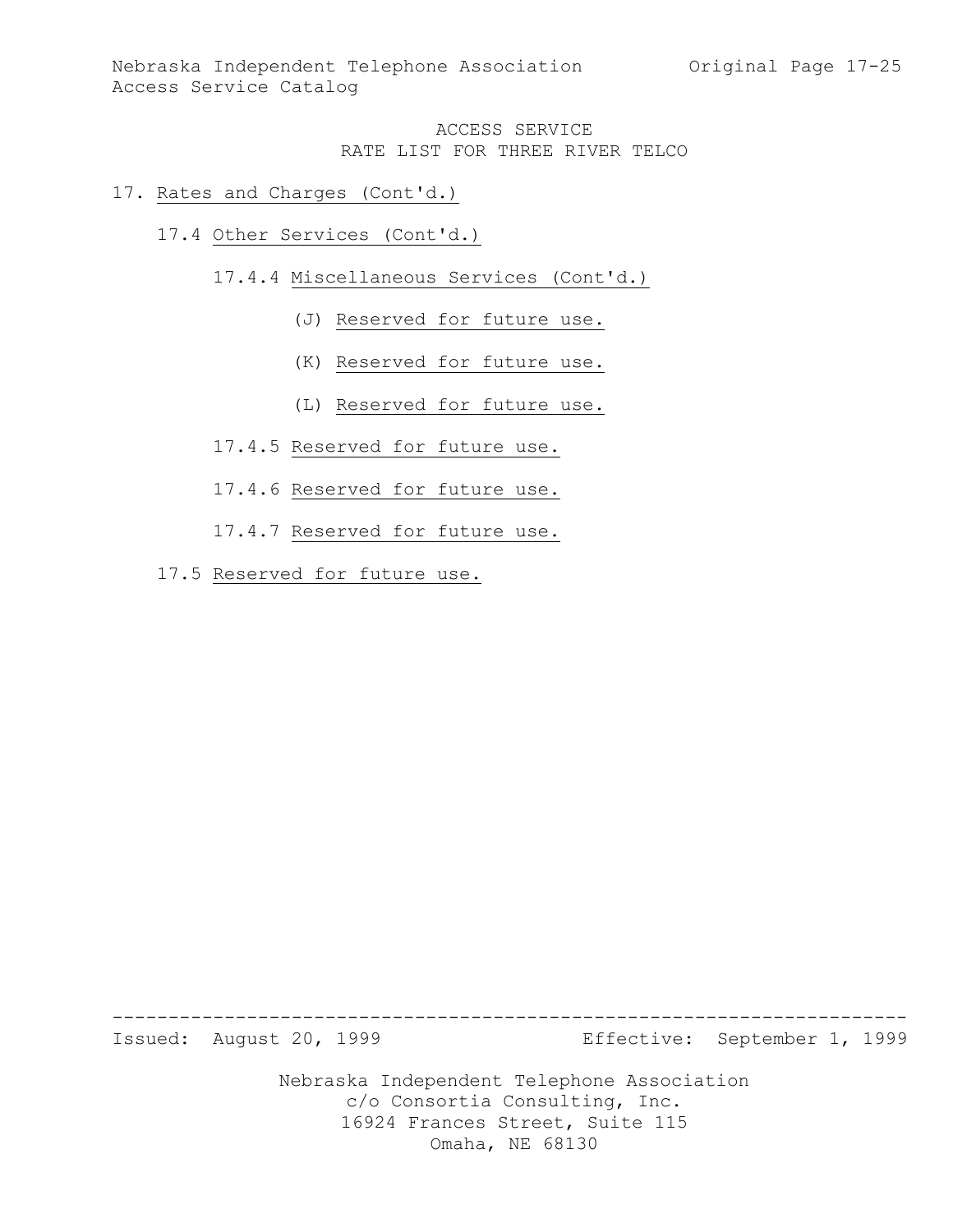ACCESS SERVICE
RATE LIST FOR THREE RIVER TELCO

17. Rates and Charges (Cont'd.)

17.4 Other Services (Cont'd.)

17.4.4 Miscellaneous Services (Cont'd.)

(J) Reserved for future use.

(K) Reserved for future use.

(L) Reserved for future use.

17.4.5 Reserved for future use.

17.4.6 Reserved for future use.

17.4.7 Reserved for future use.

17.5 Reserved for future use.